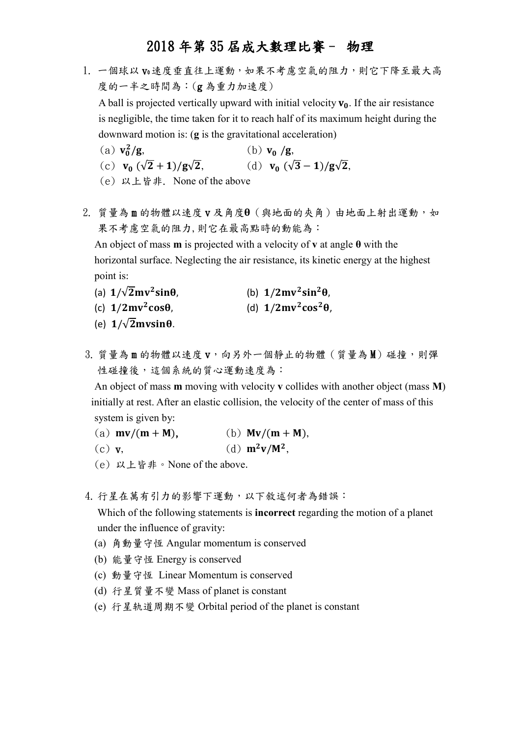# 2018 年第 35 屆成大數理比賽－ 物理

1. 一個球以 $v_0$速度垂直往上運動，如果不考慮空氣的阻力，則它下降至最大高度的一半之時間為：($\mathbf{g}$ 為重力加速度)

   A ball is projected vertically upward with initial velocity $\mathbf{v_0}$. If the air resistance is negligible, the time taken for it to reach half of its maximum height during the downward motion is: (**g** is the gravitational acceleration)

   (a) $\mathbf{v_0^2/g}$,　　　　　　　(b) $\mathbf{v_0\ /g}$,
   
   (c) $\mathbf{v_0\ (\sqrt{2}+1)/g\sqrt{2}}$,　　　(d) $\mathbf{v_0\ (\sqrt{3}-1)/g\sqrt{2}}$,
   
   (e) 以上皆非. None of the above

2. 質量為 m 的物體以速度 v 及角度$\boldsymbol{\theta}$（與地面的夾角）由地面上射出運動，如果不考慮空氣的阻力, 則它在最高點時的動能為：

   An object of mass **m** is projected with a velocity of **v** at angle **θ** with the horizontal surface. Neglecting the air resistance, its kinetic energy at the highest point is:

   (a) $\mathbf{1/\sqrt{2}mv^2sin\theta}$,　　　　(b) $\mathbf{1/2mv^2sin^2\theta}$,
   
   (c) $\mathbf{1/2mv^2cos\theta}$,　　　　　(d) $\mathbf{1/2mv^2cos^2\theta}$,
   
   (e) $\mathbf{1/\sqrt{2}mvsin\theta}$.

3. 質量為 m 的物體以速度 v，向另外一個靜止的物體（質量為 M）碰撞，則彈性碰撞後，這個系統的質心運動速度為：

   An object of mass **m** moving with velocity **v** collides with another object (mass **M**) initially at rest. After an elastic collision, the velocity of the center of mass of this system is given by:

   (a) $\mathbf{mv/(m+M)}$,　　　　(b) $\mathbf{Mv/(m+M)}$,
   
   (c) $\mathbf{v}$,　　　　　　　　(d) $\mathbf{m^2v/M^2}$,
   
   (e) 以上皆非。None of the above.

4. 行星在萬有引力的影響下運動，以下敘述何者為錯誤：

   Which of the following statements is **incorrect** regarding the motion of a planet under the influence of gravity:

   (a) 角動量守恆 Angular momentum is conserved
   
   (b) 能量守恆 Energy is conserved
   
   (c) 動量守恆 Linear Momentum is conserved
   
   (d) 行星質量不變 Mass of planet is constant
   
   (e) 行星軌道周期不變 Orbital period of the planet is constant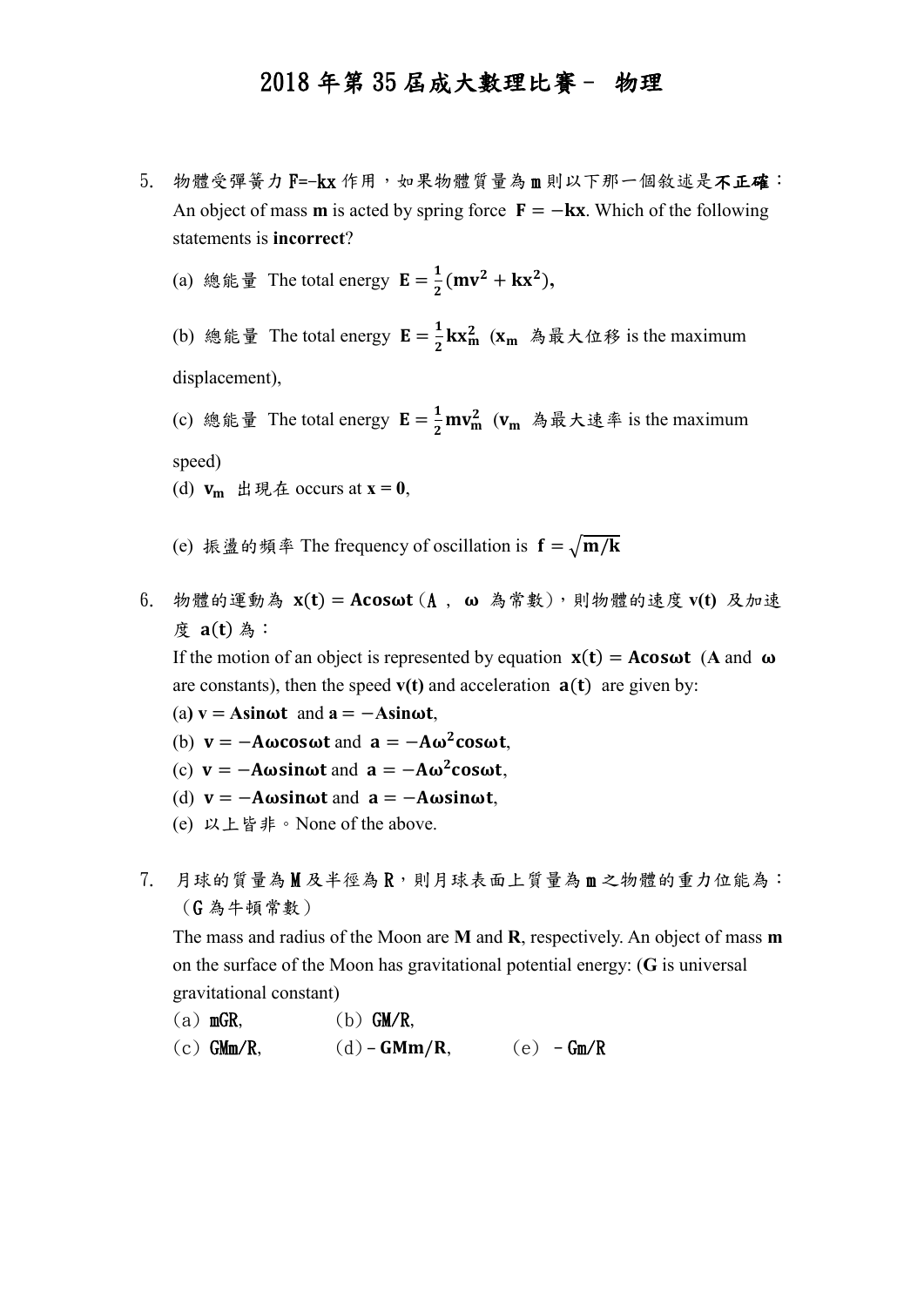# 2018 年第 35 屆成大數理比賽－ 物理

5. 物體受彈簧力 F=-kx 作用，如果物體質量為 m 則以下那一個敘述是**不正確**：
   An object of mass **m** is acted by spring force $\mathbf{F} = -\mathbf{kx}$. Which of the following statements is **incorrect**?

   (a) 總能量 The total energy $\mathbf{E} = \frac{1}{2}(\mathbf{mv^2} + \mathbf{kx^2})$,

   (b) 總能量 The total energy $\mathbf{E} = \frac{1}{2}\mathbf{kx_m^2}$ ($\mathbf{x_m}$ 為最大位移 is the maximum displacement),

   (c) 總能量 The total energy $\mathbf{E} = \frac{1}{2}\mathbf{mv_m^2}$ ($\mathbf{v_m}$ 為最大速率 is the maximum speed)

   (d) $\mathbf{v_m}$ 出現在 occurs at $\mathbf{x = 0}$,

   (e) 振盪的頻率 The frequency of oscillation is $\mathbf{f} = \sqrt{\mathbf{m/k}}$

6. 物體的運動為 $\mathbf{x(t) = A\cos\omega t}$（A ， ω 為常數），則物體的速度 **v(t)** 及加速度 $\mathbf{a(t)}$ 為：
   If the motion of an object is represented by equation $\mathbf{x(t) = A\cos\omega t}$ (**A** and **ω** are constants), then the speed **v(t)** and acceleration $\mathbf{a(t)}$ are given by:

   (a) $\mathbf{v = A\sin\omega t}$ and $\mathbf{a = -A\sin\omega t}$,

   (b) $\mathbf{v = -A\omega\cos\omega t}$ and $\mathbf{a = -A\omega^2\cos\omega t}$,

   (c) $\mathbf{v = -A\omega\sin\omega t}$ and $\mathbf{a = -A\omega^2\cos\omega t}$,

   (d) $\mathbf{v = -A\omega\sin\omega t}$ and $\mathbf{a = -A\omega\sin\omega t}$,

   (e) 以上皆非。None of the above.

7. 月球的質量為 M 及半徑為 R，則月球表面上質量為 m 之物體的重力位能為：（G 為牛頓常數）
   The mass and radius of the Moon are **M** and **R**, respectively. An object of mass **m** on the surface of the Moon has gravitational potential energy: (**G** is universal gravitational constant)

   （a）mGR,　　（b）GM/R,
   （c）GMm/R,　　（d）$-\mathbf{GMm/R}$,　　（e）－Gm/R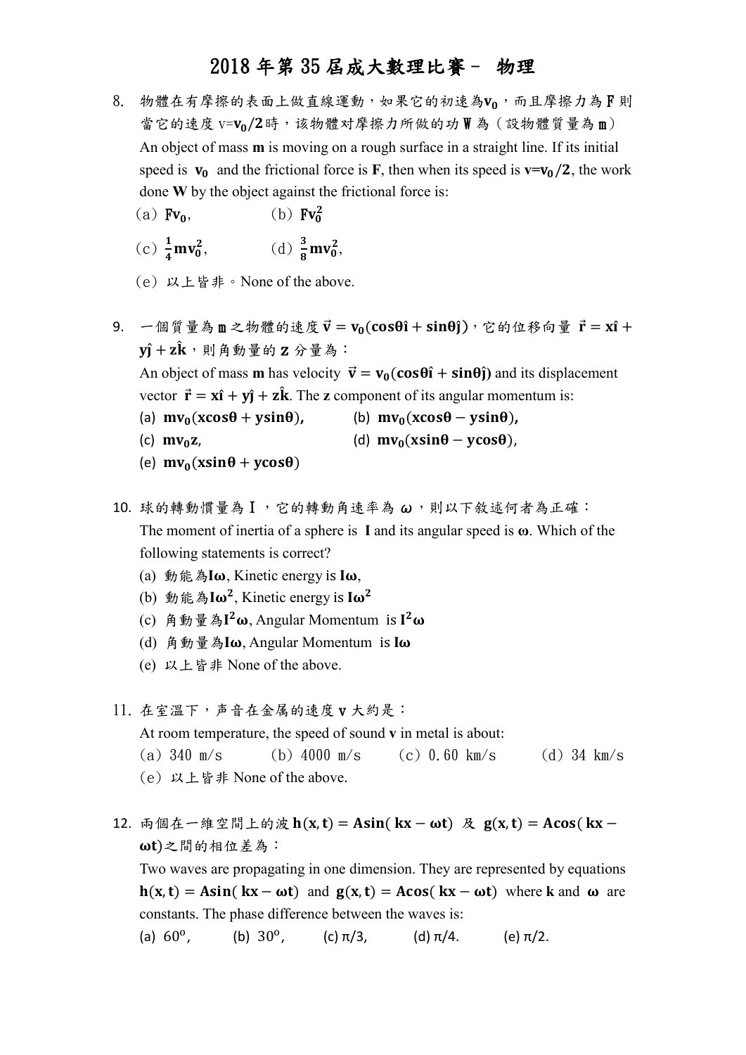# 2018 年第 35 屆成大數理比賽－ 物理

8. 物體在有摩擦的表面上做直線運動，如果它的初速為$\mathbf{v_0}$，而且摩擦力為 F 則當它的速度 v=$\mathbf{v_0/2}$時，該物體對摩擦力所做的功 W 為（設物體質量為 m）

   An object of mass **m** is moving on a rough surface in a straight line. If its initial speed is $\mathbf{v_0}$ and the frictional force is **F**, then when its speed is **v=**$\mathbf{v_0/2}$, the work done **W** by the object against the frictional force is:

   （a）$\mathbf{Fv_0}$,　　　　（b）$\mathbf{Fv_0^2}$

   （c）$\mathbf{\frac{1}{4}mv_0^2}$,　　　　（d）$\mathbf{\frac{3}{8}mv_0^2}$,

   （e）以上皆非。None of the above.

9. 一個質量為 m 之物體的速度 $\vec{\mathbf{v}} = \mathbf{v_0(cos\theta\hat{i} + sin\theta\hat{j})}$，它的位移向量 $\vec{\mathbf{r}} = \mathbf{x\hat{i} + y\hat{j} + z\hat{k}}$，則角動量的 **z** 分量為：

   An object of mass **m** has velocity $\vec{\mathbf{v}} = \mathbf{v_0(cos\theta\hat{i} + sin\theta\hat{j})}$ and its displacement vector $\vec{\mathbf{r}} = \mathbf{x\hat{i} + y\hat{j} + z\hat{k}}$. The **z** component of its angular momentum is:

   (a) $\mathbf{mv_0(xcos\theta + ysin\theta)}$,　　(b) $\mathbf{mv_0(xcos\theta - ysin\theta)}$,

   (c) $\mathbf{mv_0z}$,　　　　　　　　(d) $\mathbf{mv_0(xsin\theta - ycos\theta)}$,

   (e) $\mathbf{mv_0(xsin\theta + ycos\theta)}$

10. 球的轉動慣量為 I ，它的轉動角速率為 $\omega$，則以下敘述何者為正確：

    The moment of inertia of a sphere is **I** and its angular speed is $\boldsymbol{\omega}$. Which of the following statements is correct?

    (a) 動能為$\mathbf{I\omega}$, Kinetic energy is $\mathbf{I\omega}$,

    (b) 動能為$\mathbf{I\omega^2}$, Kinetic energy is $\mathbf{I\omega^2}$

    (c) 角動量為$\mathbf{I^2\omega}$, Angular Momentum is $\mathbf{I^2\omega}$

    (d) 角動量為$\mathbf{I\omega}$, Angular Momentum is $\mathbf{I\omega}$

    (e) 以上皆非 None of the above.

11. 在室溫下，声音在金屬的速度 v 大約是：

    At room temperature, the speed of sound **v** in metal is about:

    （a）340 m/s　　（b）4000 m/s　　（c）0.60 km/s　　（d）34 km/s

    （e）以上皆非 None of the above.

12. 兩個在一維空間上的波 $\mathbf{h(x,t) = Asin(kx - \omega t)}$ 及 $\mathbf{g(x,t) = Acos(kx - \omega t)}$之間的相位差為：

    Two waves are propagating in one dimension. They are represented by equations $\mathbf{h(x,t) = Asin(kx - \omega t)}$ and $\mathbf{g(x,t) = Acos(kx - \omega t)}$ where **k** and $\boldsymbol{\omega}$ are constants. The phase difference between the waves is:

    (a) $60^o$,　　(b) $30^o$,　　(c) $\pi/3$,　　(d) $\pi/4$.　　(e) $\pi/2$.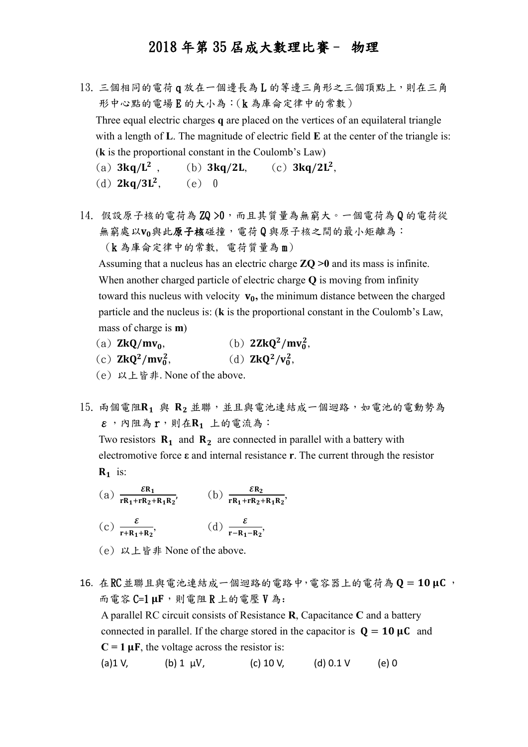# 2018 年第 35 屆成大數理比賽－ 物理

13. 三個相同的電荷 q 放在一個邊長為 L 的等邊三角形之三個頂點上，則在三角形中心點的電場 E 的大小為：（k 為庫侖定律中的常數）

    Three equal electric charges **q** are placed on the vertices of an equilateral triangle with a length of **L**. The magnitude of electric field **E** at the center of the triangle is: (**k** is the proportional constant in the Coulomb's Law)

    （a）$\mathbf{3kq/L^2}$，　（b）$\mathbf{3kq/2L}$,　（c）$\mathbf{3kq/2L^2}$,

    （d）$\mathbf{2kq/3L^2}$,　（e） 0

14. 假設原子核的電荷為 ZQ >0，而且其質量為無窮大。一個電荷為 Q 的電荷從無窮處以$\mathbf{v_0}$與此**原子核**碰撞，電荷 Q 與原子核之間的最小矩離為：（k 為庫侖定律中的常數，電荷質量為 m）

    Assuming that a nucleus has an electric charge **ZQ >0** and its mass is infinite. When another charged particle of electric charge **Q** is moving from infinity toward this nucleus with velocity $\mathbf{v_0}$**,** the minimum distance between the charged particle and the nucleus is: (**k** is the proportional constant in the Coulomb's Law, mass of charge is **m**)

    （a）$\mathbf{ZkQ/mv_0}$,　　（b）$\mathbf{2ZkQ^2/mv_0^2}$,

    （c）$\mathbf{ZkQ^2/mv_0^2}$,　　（d）$\mathbf{ZkQ^2/v_0^2}$,

    （e）以上皆非. None of the above.

15. 兩個電阻$\mathbf{R_1}$ 與 $\mathbf{R_2}$ 並聯，並且與電池連結成一個迴路，如電池的電動勢為 $\varepsilon$，內阻為 r，則在$\mathbf{R_1}$ 上的電流為：

    Two resistors $\mathbf{R_1}$ and $\mathbf{R_2}$ are connected in parallel with a battery with electromotive force **ε** and internal resistance **r**. The current through the resistor $\mathbf{R_1}$ is:

    （a）$\frac{\varepsilon R_1}{rR_1+rR_2+R_1R_2}$,　（b）$\frac{\varepsilon R_2}{rR_1+rR_2+R_1R_2}$,

    （c）$\frac{\varepsilon}{r+R_1+R_2}$,　（d）$\frac{\varepsilon}{r-R_1-R_2}$,

    （e）以上皆非 None of the above.

16. 在 RC 並聯且與電池連結成一個迴路的電路中，電容器上的電荷為 $\mathbf{Q = 10\ \mu C}$，而電容 C=1 $\mathbf{\mu F}$，則電阻 R 上的電壓 V 為：

    A parallel RC circuit consists of Resistance **R**, Capacitance **C** and a battery connected in parallel. If the charge stored in the capacitor is $\mathbf{Q = 10\ \mu C}$ and $\mathbf{C = 1\ \mu F}$, the voltage across the resistor is:

    (a)1 V,　(b) 1 μV,　(c) 10 V,　(d) 0.1 V　(e) 0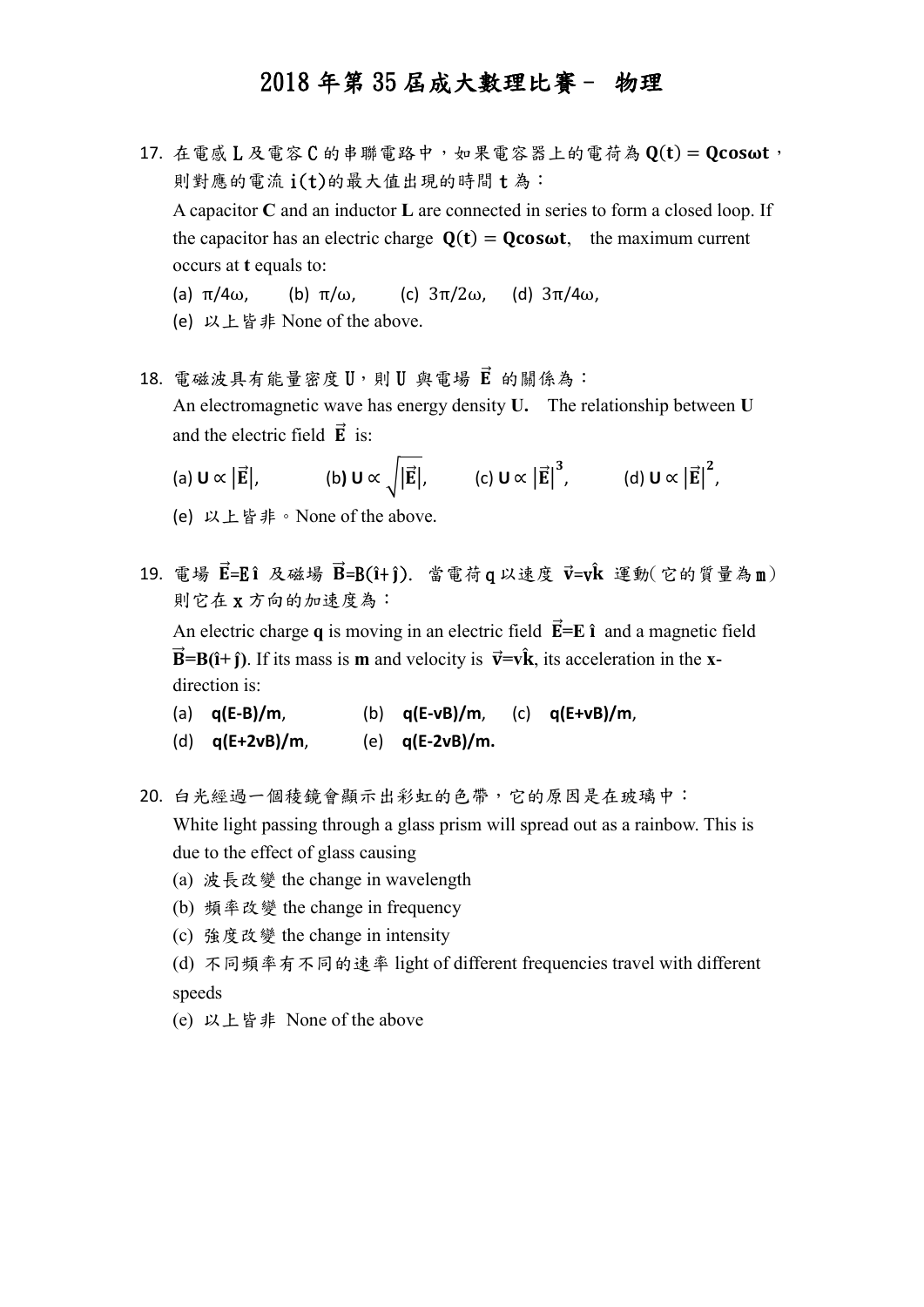# 2018 年第 35 屆成大數理比賽－ 物理

17. 在電感 L 及電容 C 的串聯電路中，如果電容器上的電荷為 $\mathbf{Q(t) = Qcos\omega t}$，則對應的電流 $\mathrm{i(t)}$的最大值出現的時間 $\mathrm{t}$ 為：

    A capacitor **C** and an inductor **L** are connected in series to form a closed loop. If the capacitor has an electric charge $\mathbf{Q(t) = Qcos\omega t}$, the maximum current occurs at **t** equals to:

    (a) $\pi/4\omega$, (b) $\pi/\omega$, (c) $3\pi/2\omega$, (d) $3\pi/4\omega$,

    (e) 以上皆非 None of the above.

18. 電磁波具有能量密度 U，則 U 與電場 $\vec{\mathbf{E}}$ 的關係為：

    An electromagnetic wave has energy density **U.** The relationship between **U** and the electric field $\vec{\mathbf{E}}$ is:

    (a) $\mathbf{U} \propto |\vec{\mathbf{E}}|$, (b) $\mathbf{U} \propto \sqrt{|\vec{\mathbf{E}}|}$, (c) $\mathbf{U} \propto |\vec{\mathbf{E}}|^3$, (d) $\mathbf{U} \propto |\vec{\mathbf{E}}|^2$,

    (e) 以上皆非。None of the above.

19. 電場 $\vec{\mathbf{E}}$=E $\hat{\mathbf{i}}$ 及磁場 $\vec{\mathbf{B}}$=B($\hat{\mathbf{i}}$+$\hat{\mathbf{j}}$). 當電荷 q 以速度 $\vec{\mathbf{v}}$=v$\hat{\mathbf{k}}$ 運動(它的質量為 m)則它在 x 方向的加速度為：

    An electric charge **q** is moving in an electric field $\vec{\mathbf{E}}$=**E** $\hat{\mathbf{i}}$ and a magnetic field $\vec{\mathbf{B}}$=**B(**$\hat{\mathbf{i}}$+ $\hat{\mathbf{j}}$**)**. If its mass is **m** and velocity is $\vec{\mathbf{v}}$=**v**$\hat{\mathbf{k}}$, its acceleration in the **x**-direction is:

    (a) **q(E-B)/m**, (b) **q(E-vB)/m**, (c) **q(E+vB)/m**,

    (d) **q(E+2vB)/m**, (e) **q(E-2vB)/m.**

20. 白光經過一個稜鏡會顯示出彩虹的色帶，它的原因是在玻璃中：

    White light passing through a glass prism will spread out as a rainbow. This is due to the effect of glass causing

    (a) 波長改變 the change in wavelength

    (b) 頻率改變 the change in frequency

    (c) 強度改變 the change in intensity

    (d) 不同頻率有不同的速率 light of different frequencies travel with different speeds

    (e) 以上皆非 None of the above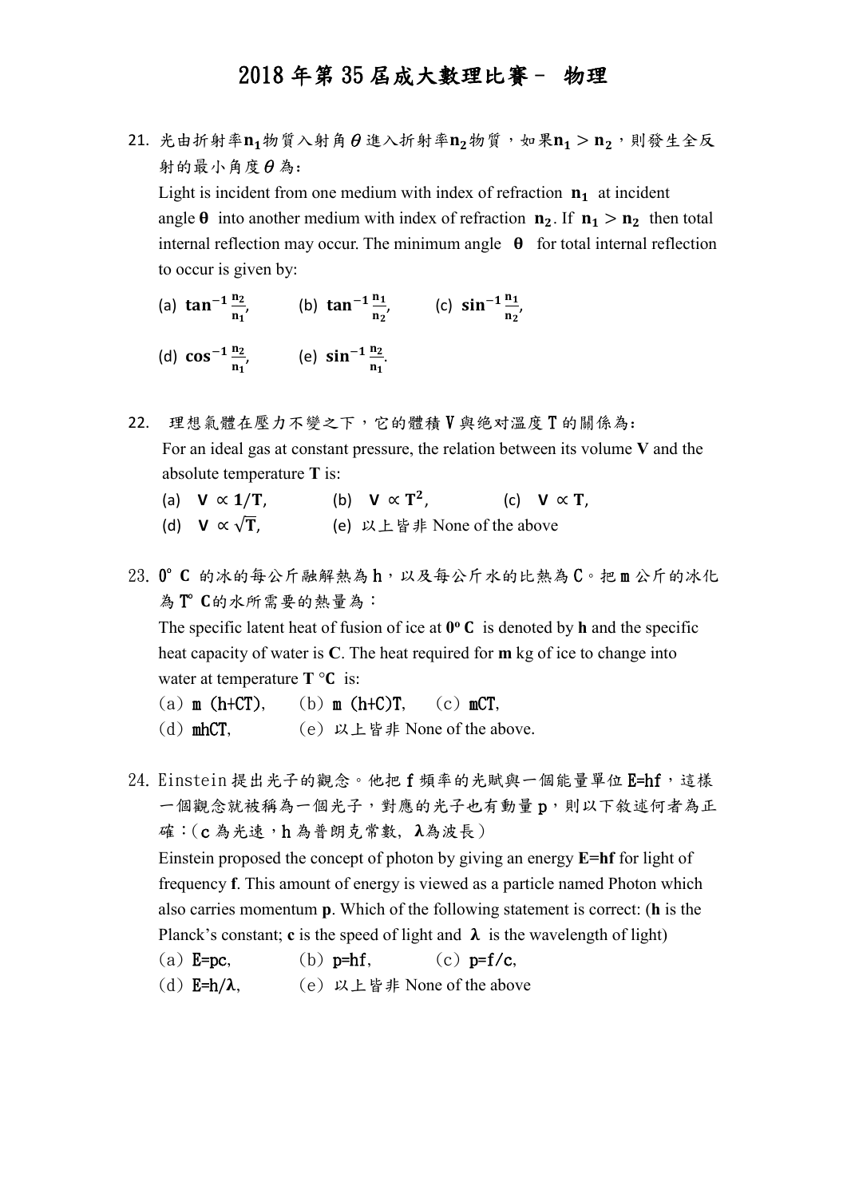# 2018 年第 35 屆成大數理比賽－ 物理

21. 光由折射率$\mathbf{n_1}$物質入射角$\theta$進入折射率$\mathbf{n_2}$物質，如果$\mathbf{n_1} > \mathbf{n_2}$，則發生全反射的最小角度$\theta$為:

    Light is incident from one medium with index of refraction $\mathbf{n_1}$ at incident angle $\boldsymbol{\theta}$ into another medium with index of refraction $\mathbf{n_2}$. If $\mathbf{n_1} > \mathbf{n_2}$ then total internal reflection may occur. The minimum angle $\boldsymbol{\theta}$ for total internal reflection to occur is given by:

    (a) $\tan^{-1}\frac{n_2}{n_1}$, (b) $\tan^{-1}\frac{n_1}{n_2}$, (c) $\sin^{-1}\frac{n_1}{n_2}$,

    (d) $\cos^{-1}\frac{n_2}{n_1}$, (e) $\sin^{-1}\frac{n_2}{n_1}$.

22. 理想氣體在壓力不變之下，它的體積 V 與絕对溫度 T 的關係為:

    For an ideal gas at constant pressure, the relation between its volume **V** and the absolute temperature **T** is:

    (a) $\mathbf{V} \propto \mathbf{1/T}$, (b) $\mathbf{V} \propto \mathbf{T^2}$, (c) $\mathbf{V} \propto \mathbf{T}$,

    (d) $\mathbf{V} \propto \sqrt{\mathbf{T}}$, (e) 以上皆非 None of the above

23. 0° C 的冰的每公斤融解熱為 h，以及每公斤水的比熱為 C。把 m 公斤的冰化為 T° C的水所需要的熱量為：

    The specific latent heat of fusion of ice at **0° C** is denoted by **h** and the specific heat capacity of water is **C**. The heat required for **m** kg of ice to change into water at temperature **T °C** is:

    (a) m (h+CT), (b) m (h+C)T, (c) mCT,

    (d) mhCT, (e) 以上皆非 None of the above.

24. Einstein 提出光子的觀念。他把 f 頻率的光賦與一個能量單位 E=hf，這樣一個觀念就被稱為一個光子，對應的光子也有動量 p，則以下敘述何者為正確：(c 為光速，h 為普朗克常數, λ為波長)

    Einstein proposed the concept of photon by giving an energy **E=hf** for light of frequency **f**. This amount of energy is viewed as a particle named Photon which also carries momentum **p**. Which of the following statement is correct: (**h** is the Planck's constant; **c** is the speed of light and **λ** is the wavelength of light)

    (a) E=pc, (b) p=hf, (c) p=f/c,

    (d) E=h/λ, (e) 以上皆非 None of the above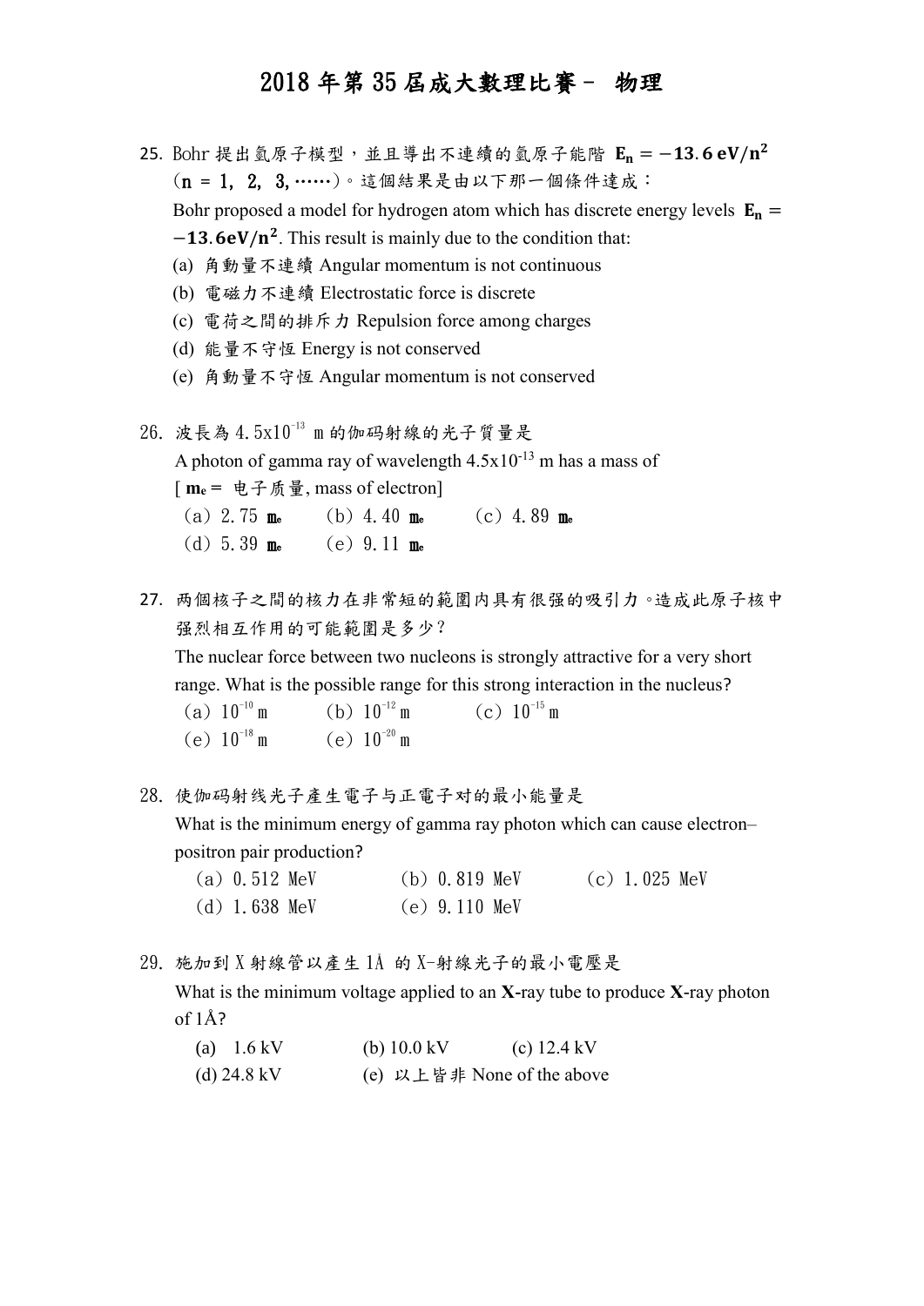# 2018 年第 35 屆成大數理比賽－ 物理

25. Bohr 提出氫原子模型，並且導出不連續的氫原子能階 $\mathbf{E_n = -13.6\ eV/n^2}$（n = 1，2，3,……）。這個結果是由以下那一個條件達成：

    Bohr proposed a model for hydrogen atom which has discrete energy levels $\mathbf{E_n = -13.6eV/n^2}$. This result is mainly due to the condition that:

    (a) 角動量不連續 Angular momentum is not continuous

    (b) 電磁力不連續 Electrostatic force is discrete

    (c) 電荷之間的排斥力 Repulsion force among charges

    (d) 能量不守恆 Energy is not conserved

    (e) 角動量不守恆 Angular momentum is not conserved

26. 波長為 $4.5\text{x}10^{-13}$ m 的伽码射線的光子質量是

    A photon of gamma ray of wavelength $4.5\text{x}10^{-13}$ m has a mass of

    [ $\mathbf{m_e}$ = 电子质量, mass of electron]

    （a）2.75 $m_e$　（b）4.40 $m_e$　（c）4.89 $m_e$

    （d）5.39 $m_e$　（e）9.11 $m_e$

27. 兩個核子之間的核力在非常短的範圍內具有很强的吸引力。造成此原子核中强烈相互作用的可能範圍是多少？

    The nuclear force between two nucleons is strongly attractive for a very short range. What is the possible range for this strong interaction in the nucleus?

    （a）$10^{-10}$ m　（b）$10^{-12}$ m　（c）$10^{-15}$ m

    （e）$10^{-18}$ m　（e）$10^{-20}$ m

28. 使伽码射线光子產生電子与正電子对的最小能量是

    What is the minimum energy of gamma ray photon which can cause electron–positron pair production?

    （a）0.512 MeV　（b）0.819 MeV　（c）1.025 MeV

    （d）1.638 MeV　（e）9.110 MeV

29. 施加到 X 射線管以產生 1Å 的 X-射線光子的最小電壓是

    What is the minimum voltage applied to an **X**-ray tube to produce **X**-ray photon of 1Å?

    (a) 1.6 kV　(b) 10.0 kV　(c) 12.4 kV

    (d) 24.8 kV　(e) 以上皆非 None of the above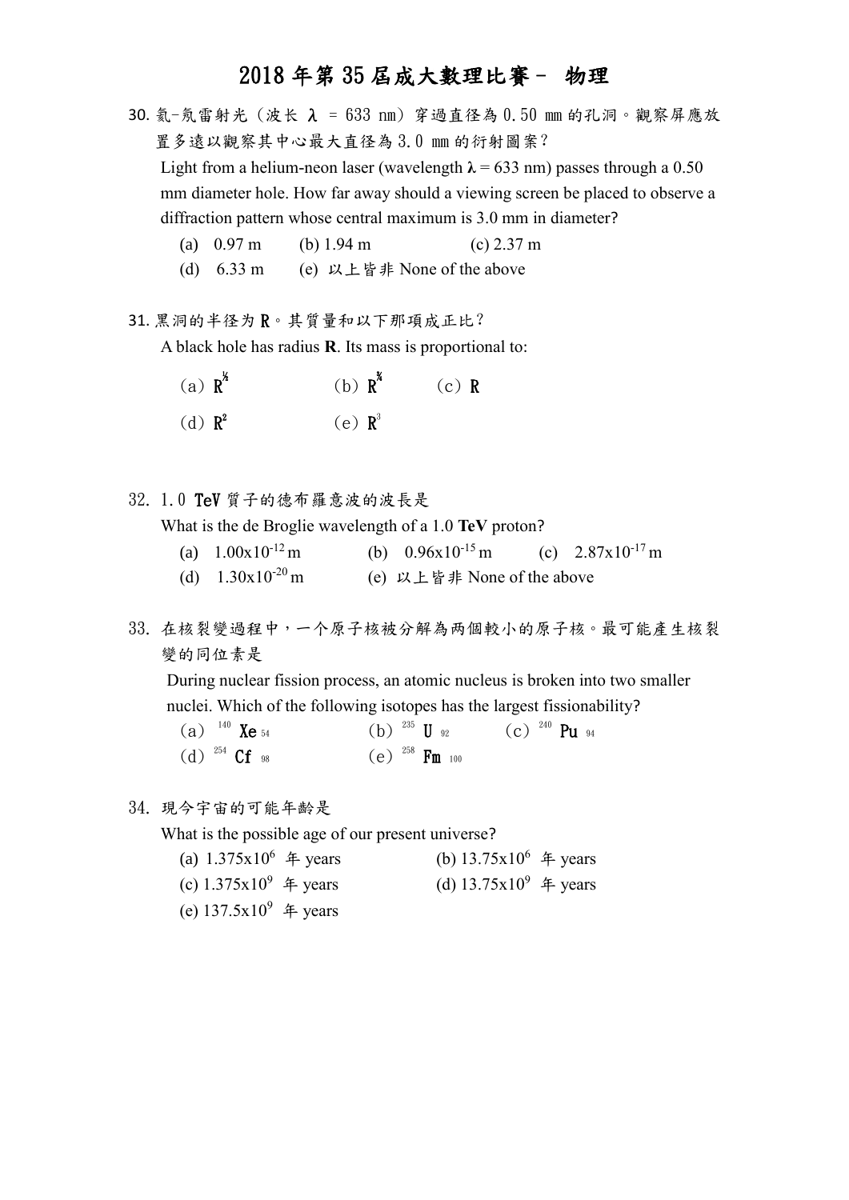# 2018 年第 35 屆成大數理比賽－ 物理

30. 氦-氖雷射光（波长 λ = 633 nm）穿過直径為 0.50 mm 的孔洞。觀察屏應放置多遠以觀察其中心最大直径為 3.0 mm 的衍射圖案？

    Light from a helium-neon laser (wavelength **λ** = 633 nm) passes through a 0.50 mm diameter hole. How far away should a viewing screen be placed to observe a diffraction pattern whose central maximum is 3.0 mm in diameter?

    (a) 0.97 m (b) 1.94 m (c) 2.37 m

    (d) 6.33 m (e) 以上皆非 None of the above

31. 黑洞的半径為 R。其質量和以下那項成正比？

    A black hole has radius **R**. Its mass is proportional to:

    （a）$R^{1/2}$ （b）$R^{3/4}$ （c）R

    （d）$R^2$ （e）$R^3$

32. 1.0 TeV 質子的德布羅意波的波長是

    What is the de Broglie wavelength of a 1.0 **TeV** proton?

    (a) $1.00 \times 10^{-12}$ m (b) $0.96 \times 10^{-15}$ m (c) $2.87 \times 10^{-17}$ m

    (d) $1.30 \times 10^{-20}$ m (e) 以上皆非 None of the above

33. 在核裂變過程中，一個原子核被分解為兩個較小的原子核。最可能產生核裂變的同位素是

    During nuclear fission process, an atomic nucleus is broken into two smaller nuclei. Which of the following isotopes has the largest fissionability?

    （a）$^{140}Xe_{54}$ （b）$^{235}U_{92}$ （c）$^{240}Pu_{94}$

    （d）$^{254}Cf_{98}$ （e）$^{258}Fm_{100}$

34. 現今宇宙的可能年齡是

    What is the possible age of our present universe?

    (a) $1.375 \times 10^6$ 年 years (b) $13.75 \times 10^6$ 年 years

    (c) $1.375 \times 10^9$ 年 years (d) $13.75 \times 10^9$ 年 years

    (e) $137.5 \times 10^9$ 年 years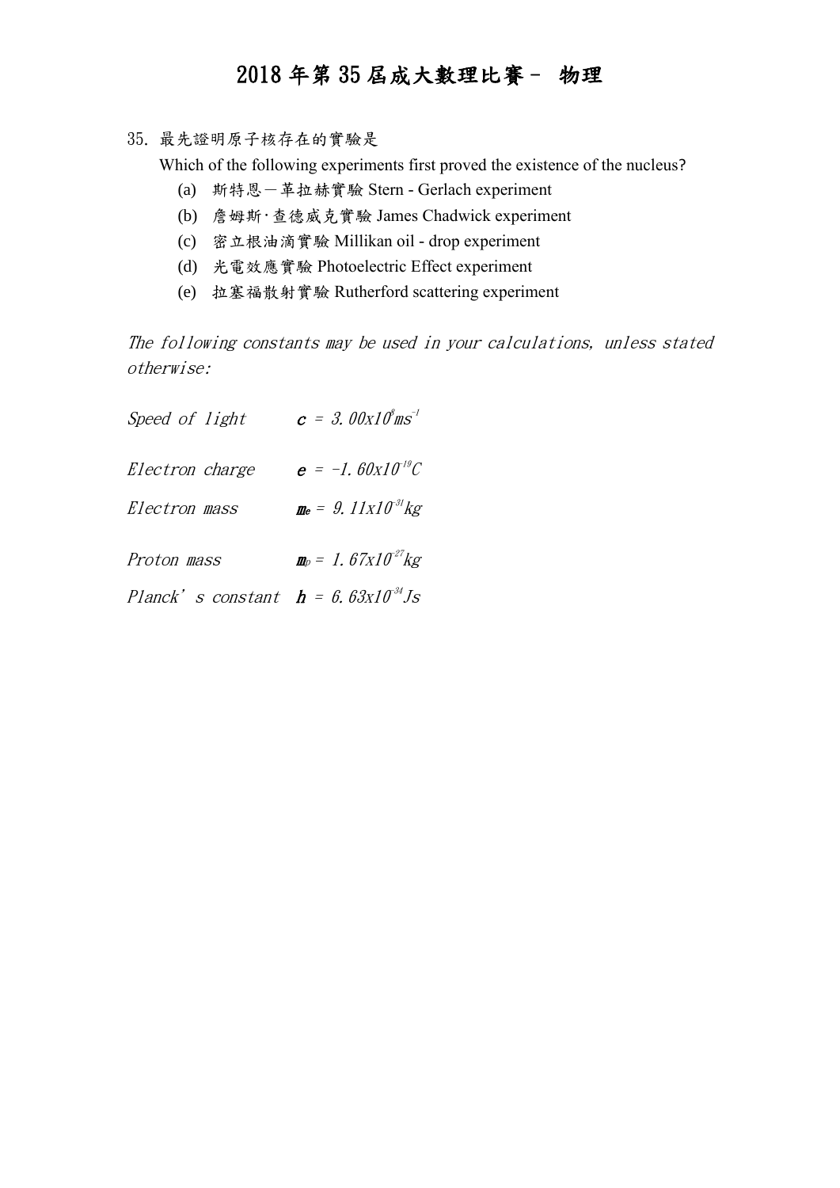35. 最先證明原子核存在的實驗是

Which of the following experiments first proved the existence of the nucleus?

(a) 斯特恩－革拉赫實驗 Stern - Gerlach experiment
(b) 詹姆斯·查德威克實驗 James Chadwick experiment
(c) 密立根油滴實驗 Millikan oil - drop experiment
(d) 光電效應實驗 Photoelectric Effect experiment
(e) 拉塞福散射實驗 Rutherford scattering experiment

*The following constants may be used in your calculations, unless stated otherwise:*

*Speed of light* $c = 3.00 \times 10^{8} ms^{-1}$

*Electron charge* $e = -1.60 \times 10^{-19} C$

*Electron mass* $m_e = 9.11 \times 10^{-31} kg$

*Proton mass* $m_p = 1.67 \times 10^{-27} kg$

*Planck's constant* $h = 6.63 \times 10^{-34} Js$